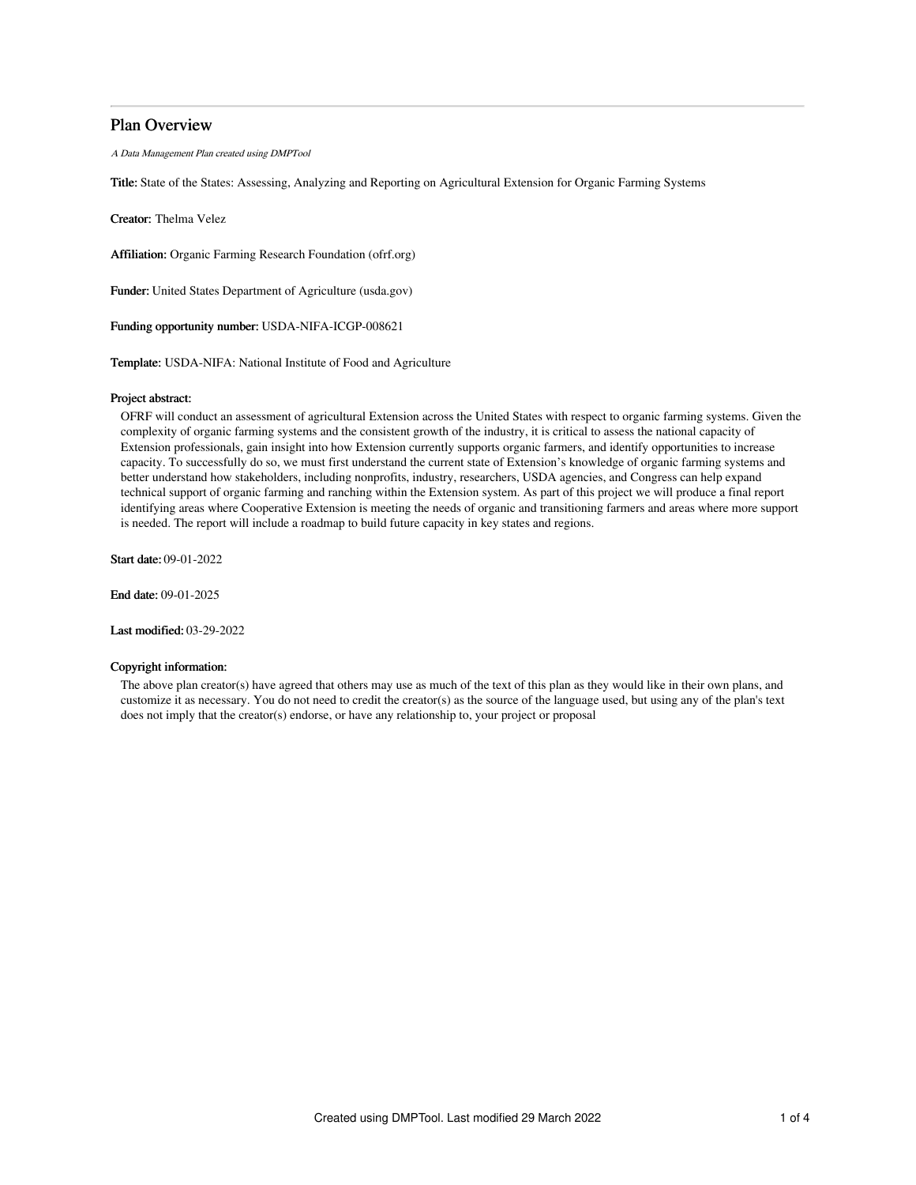# Plan Overview

*A Data Management Plan created using DMPTool*

**Title:** State of the States: Assessing, Analyzing and Reporting on Agricultural Extension for Organic Farming Systems

**Creator:** Thelma Velez

**Affiliation:** Organic Farming Research Foundation (ofrf.org)

**Funder:** United States Department of Agriculture (usda.gov)

**Funding opportunity number:** USDA-NIFA-ICGP-008621

**Template:** USDA-NIFA: National Institute of Food and Agriculture

**Project abstract:**

OFRF will conduct an assessment of agricultural Extension across the United States with respect to organic farming systems. Given the complexity of organic farming systems and the consistent growth of the industry, it is critical to assess the national capacity of Extension professionals, gain insight into how Extension currently supports organic farmers, and identify opportunities to increase capacity. To successfully do so, we must first understand the current state of Extension's knowledge of organic farming systems and better understand how stakeholders, including nonprofits, industry, researchers, USDA agencies, and Congress can help expand technical support of organic farming and ranching within the Extension system. As part of this project we will produce a final report identifying areas where Cooperative Extension is meeting the needs of organic and transitioning farmers and areas where more support is needed. The report will include a roadmap to build future capacity in key states and regions.

**Start date:** 09-01-2022

**End date:** 09-01-2025

**Last modified:** 03-29-2022

**Copyright information:**

The above plan creator(s) have agreed that others may use as much of the text of this plan as they would like in their own plans, and customize it as necessary. You do not need to credit the creator(s) as the source of the language used, but using any of the plan's text does not imply that the creator(s) endorse, or have any relationship to, your project or proposal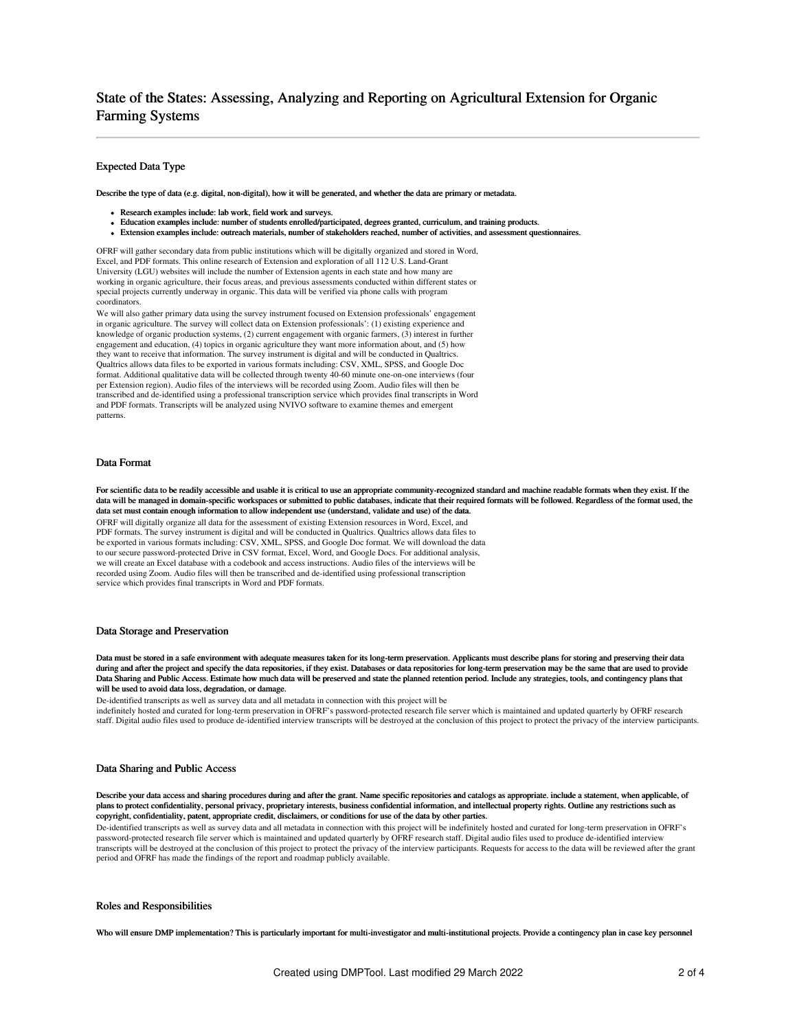# State of the States: Assessing, Analyzing and Reporting on Agricultural Extension for Organic Farming Systems

## Expected Data Type

**Describe the type of data (e.g. digital, non-digital), how it will be generated, and whether the data are primary or metadata.**

- **Research examples include: lab work, field work and surveys.**
- **Education examples include: number of students enrolled/participated, degrees granted, curriculum, and training products.**
- **Extension examples include: outreach materials, number of stakeholders reached, number of activities, and assessment questionnaires.**

OFRF will gather secondary data from public institutions which will be digitally organized and stored in Word, Excel, and PDF formats. This online research of Extension and exploration of all 112 U.S. Land-Grant University (LGU) websites will include the number of Extension agents in each state and how many are working in organic agriculture, their focus areas, and previous assessments conducted within different states or special projects currently underway in organic. This data will be verified via phone calls with program coordinators.

We will also gather primary data using the survey instrument focused on Extension professionals' engagement in organic agriculture. The survey will collect data on Extension professionals': (1) existing experience and knowledge of organic production systems, (2) current engagement with organic farmers, (3) interest in further engagement and education, (4) topics in organic agriculture they want more information about, and (5) how they want to receive that information. The survey instrument is digital and will be conducted in Qualtrics. Qualtrics allows data files to be exported in various formats including: CSV, XML, SPSS, and Google Doc format. Additional qualitative data will be collected through twenty 40-60 minute one-on-one interviews (four per Extension region). Audio files of the interviews will be recorded using Zoom. Audio files will then be transcribed and de-identified using a professional transcription service which provides final transcripts in Word and PDF formats. Transcripts will be analyzed using NVIVO software to examine themes and emergent patterns.

## Data Format

**For scientific data to be readily accessible and usable it is critical to use an appropriate community-recognized standard and machine readable formats when they exist. If the data will be managed in domain-specific workspaces or submitted to public databases, indicate that their required formats will be followed. Regardless of the format used, the data set must contain enough information to allow independent use (understand, validate and use) of the data.**

OFRF will digitally organize all data for the assessment of existing Extension resources in Word, Excel, and PDF formats. The survey instrument is digital and will be conducted in Qualtrics. Qualtrics allows data files to be exported in various formats including: CSV, XML, SPSS, and Google Doc format. We will download the data to our secure password-protected Drive in CSV format, Excel, Word, and Google Docs. For additional analysis, we will create an Excel database with a codebook and access instructions. Audio files of the interviews will be recorded using Zoom. Audio files will then be transcribed and de-identified using professional transcription service which provides final transcripts in Word and PDF formats.

## Data Storage and Preservation

**Data must be stored in a safe environment with adequate measures taken for its long-term preservation. Applicants must describe plans for storing and preserving their data during and after the project and specify the data repositories, if they exist. Databases or data repositories for long-term preservation may be the same that are used to provide Data Sharing and Public Access. Estimate how much data will be preserved and state the planned retention period. Include any strategies, tools, and contingency plans that will be used to avoid data loss, degradation, or damage.**

De-identified transcripts as well as survey data and all metadata in connection with this project will be indefinitely hosted and curated for long-term preservation in OFRF's password-protected research file server which is maintained and updated quarterly by OFRF research staff. Digital audio files used to produce de-identified interview transcripts will be destroyed at the conclusion of this project to protect the privacy of the interview participants.

## Data Sharing and Public Access

**Describe your data access and sharing procedures during and after the grant. Name specific repositories and catalogs as appropriate. include a statement, when applicable, of plans to protect confidentiality, personal privacy, proprietary interests, business confidential information, and intellectual property rights. Outline any restrictions such as copyright, confidentiality, patent, appropriate credit, disclaimers, or conditions for use of the data by other parties.**

De-identified transcripts as well as survey data and all metadata in connection with this project will be indefinitely hosted and curated for long-term preservation in OFRF's password-protected research file server which is maintained and updated quarterly by OFRF research staff. Digital audio files used to produce de-identified interview transcripts will be destroyed at the conclusion of this project to protect the privacy of the interview participants. Requests for access to the data will be reviewed after the grant period and OFRF has made the findings of the report and roadmap publicly available.

## Roles and Responsibilities

**Who will ensure DMP implementation? This is particularly important for multi-investigator and multi-institutional projects. Provide a contingency plan in case key personnel**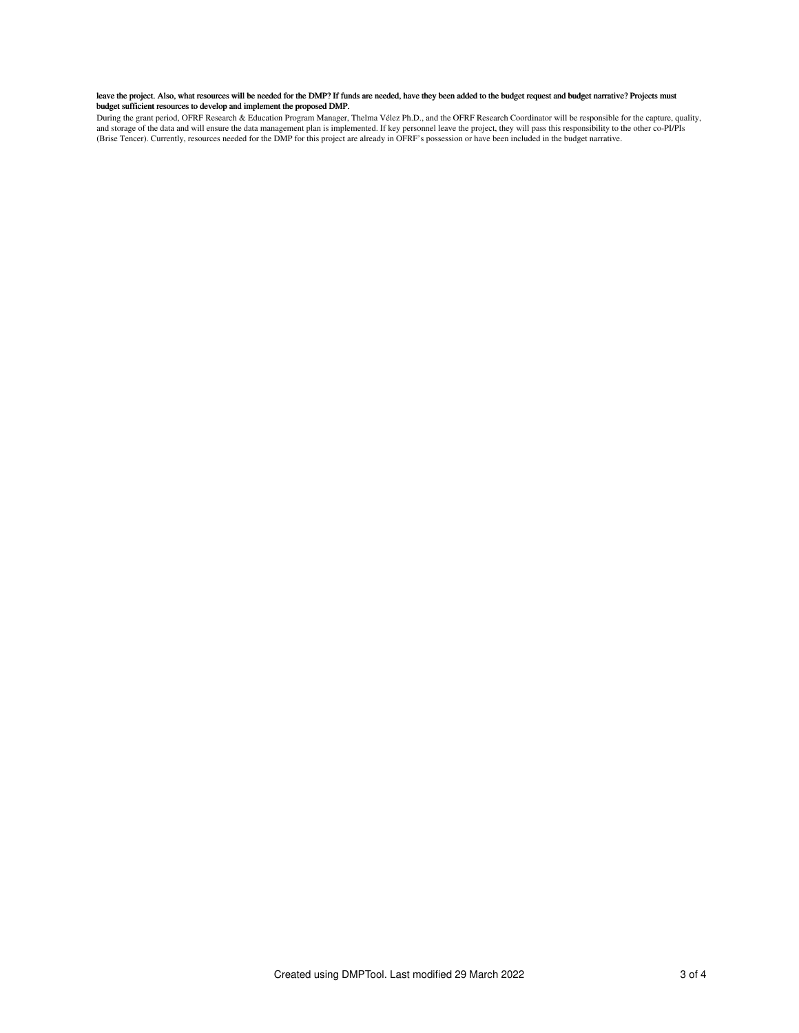**leave the project. Also, what resources will be needed for the DMP? If funds are needed, have they been added to the budget request and budget narrative? Projects must budget sufficient resources to develop and implement the proposed DMP.**

During the grant period, OFRF Research & Education Program Manager, Thelma Vélez Ph.D., and the OFRF Research Coordinator will be responsible for the capture, quality, and storage of the data and will ensure the data management plan is implemented. If key personnel leave the project, they will pass this responsibility to the other co-PI/PIs (Brise Tencer). Currently, resources needed for the DMP for this project are already in OFRF's possession or have been included in the budget narrative.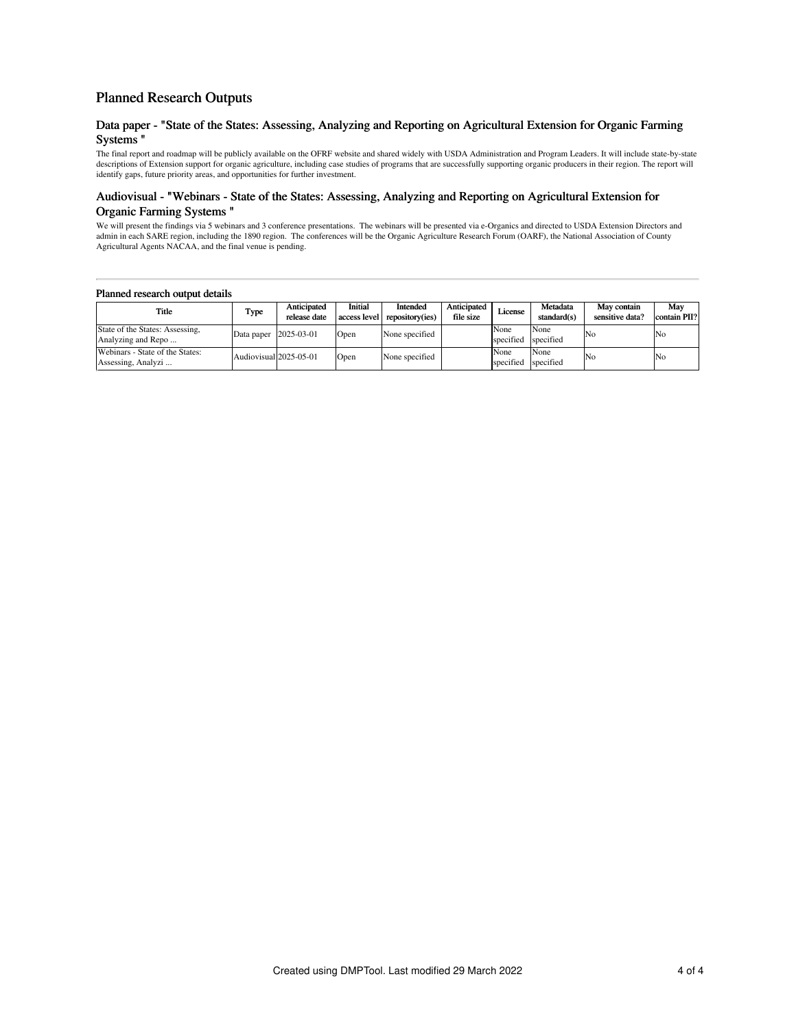## Planned Research Outputs

### Data paper - "State of the States: Assessing, Analyzing and Reporting on Agricultural Extension for Organic Farming Systems "

The final report and roadmap will be publicly available on the OFRF website and shared widely with USDA Administration and Program Leaders. It will include state-by-state descriptions of Extension support for organic agriculture, including case studies of programs that are successfully supporting organic producers in their region. The report will identify gaps, future priority areas, and opportunities for further investment.

### Audiovisual - "Webinars - State of the States: Assessing, Analyzing and Reporting on Agricultural Extension for Organic Farming Systems "

We will present the findings via 5 webinars and 3 conference presentations. The webinars will be presented via e-Organics and directed to USDA Extension Directors and admin in each SARE region, including the 1890 region. The conferences will be the Organic Agriculture Research Forum (OARF), the National Association of County Agricultural Agents NACAA, and the final venue is pending.

---

### Planned research output details

| Title | Type | Anticipated release date | Initial access level | Intended repository(ies) | Anticipated file size | License | Metadata standard(s) | May contain sensitive data? | May contain PII? |
|---|---|---|---|---|---|---|---|---|---|
| State of the States: Assessing, Analyzing and Repo ... | Data paper | 2025-03-01 | Open | None specified | | None specified | None specified | No | No |
| Webinars - State of the States: Assessing, Analyzi ... | Audiovisual | 2025-05-01 | Open | None specified | | None specified | None specified | No | No |

Created using DMPTool. Last modified 29 March 2022